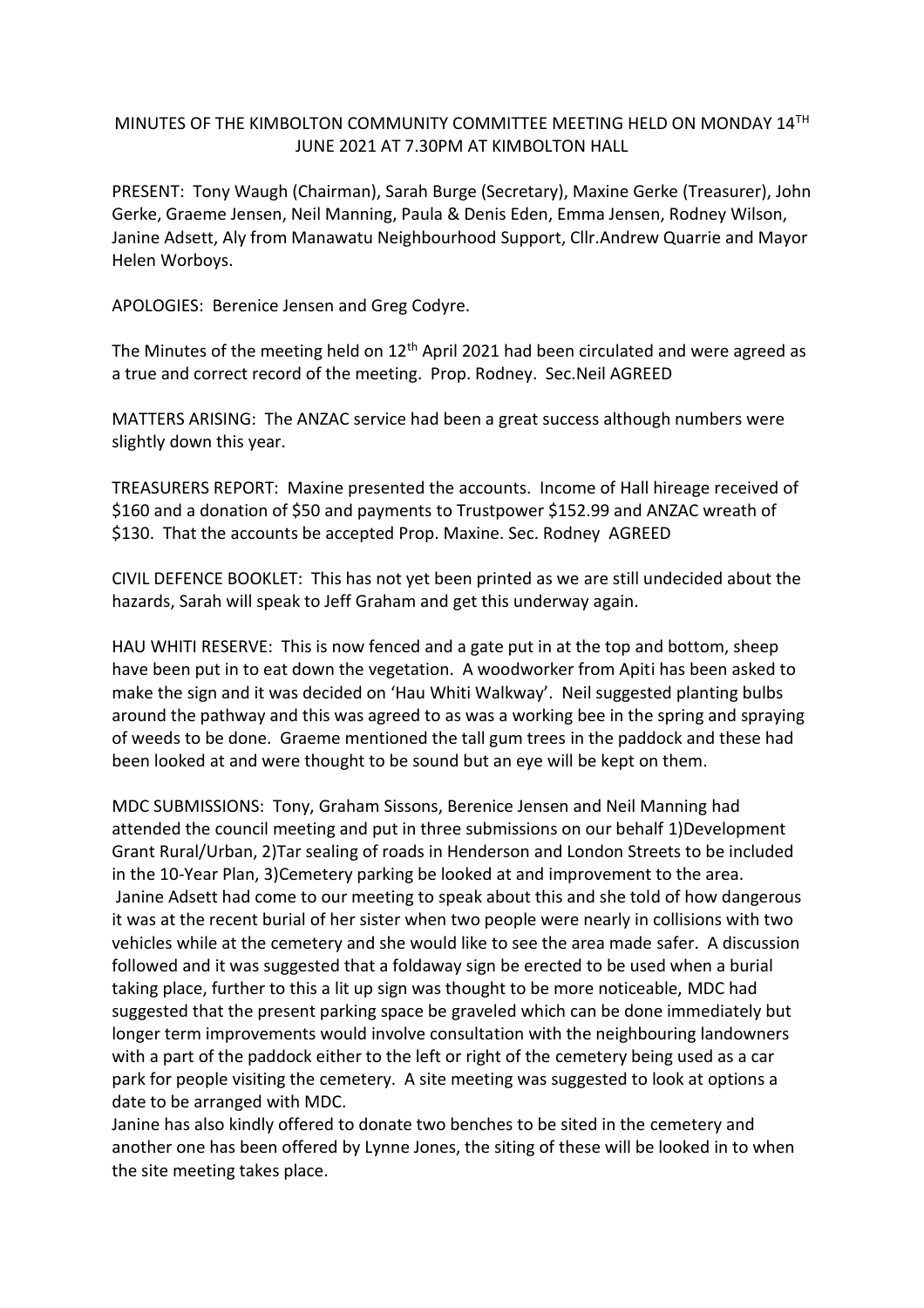# MINUTES OF THE KIMBOLTON COMMUNITY COMMITTEE MEETING HELD ON MONDAY 14[TH] JUNE 2021 AT 7.30PM AT KIMBOLTON HALL

PRESENT: Tony Waugh (Chairman), Sarah Burge (Secretary), Maxine Gerke (Treasurer), John Gerke, Graeme Jensen, Neil Manning, Paula & Denis Eden, Emma Jensen, Rodney Wilson, Janine Adsett, Aly from Manawatu Neighbourhood Support, Cllr.Andrew Quarrie and Mayor Helen Worboys.

APOLOGIES: Berenice Jensen and Greg Codyre.

The Minutes of the meeting held on 12[th] April 2021 had been circulated and were agreed as a true and correct record of the meeting. Prop. Rodney. Sec.Neil AGREED

MATTERS ARISING: The ANZAC service had been a great success although numbers were slightly down this year.

TREASURERS REPORT: Maxine presented the accounts. Income of Hall hireage received of $160 and a donation of $50 and payments to Trustpower $152.99 and ANZAC wreath of $130. That the accounts be accepted Prop. Maxine. Sec. Rodney AGREED

CIVIL DEFENCE BOOKLET: This has not yet been printed as we are still undecided about the hazards, Sarah will speak to Jeff Graham and get this underway again.

HAU WHITI RESERVE: This is now fenced and a gate put in at the top and bottom, sheep have been put in to eat down the vegetation. A woodworker from Apiti has been asked to make the sign and it was decided on 'Hau Whiti Walkway'. Neil suggested planting bulbs around the pathway and this was agreed to as was a working bee in the spring and spraying of weeds to be done. Graeme mentioned the tall gum trees in the paddock and these had been looked at and were thought to be sound but an eye will be kept on them.

MDC SUBMISSIONS: Tony, Graham Sissons, Berenice Jensen and Neil Manning had attended the council meeting and put in three submissions on our behalf 1)Development Grant Rural/Urban, 2)Tar sealing of roads in Henderson and London Streets to be included in the 10-Year Plan, 3)Cemetery parking be looked at and improvement to the area. Janine Adsett had come to our meeting to speak about this and she told of how dangerous it was at the recent burial of her sister when two people were nearly in collisions with two vehicles while at the cemetery and she would like to see the area made safer. A discussion followed and it was suggested that a foldaway sign be erected to be used when a burial taking place, further to this a lit up sign was thought to be more noticeable, MDC had suggested that the present parking space be graveled which can be done immediately but longer term improvements would involve consultation with the neighbouring landowners with a part of the paddock either to the left or right of the cemetery being used as a car park for people visiting the cemetery. A site meeting was suggested to look at options a date to be arranged with MDC.

Janine has also kindly offered to donate two benches to be sited in the cemetery and another one has been offered by Lynne Jones, the siting of these will be looked in to when the site meeting takes place.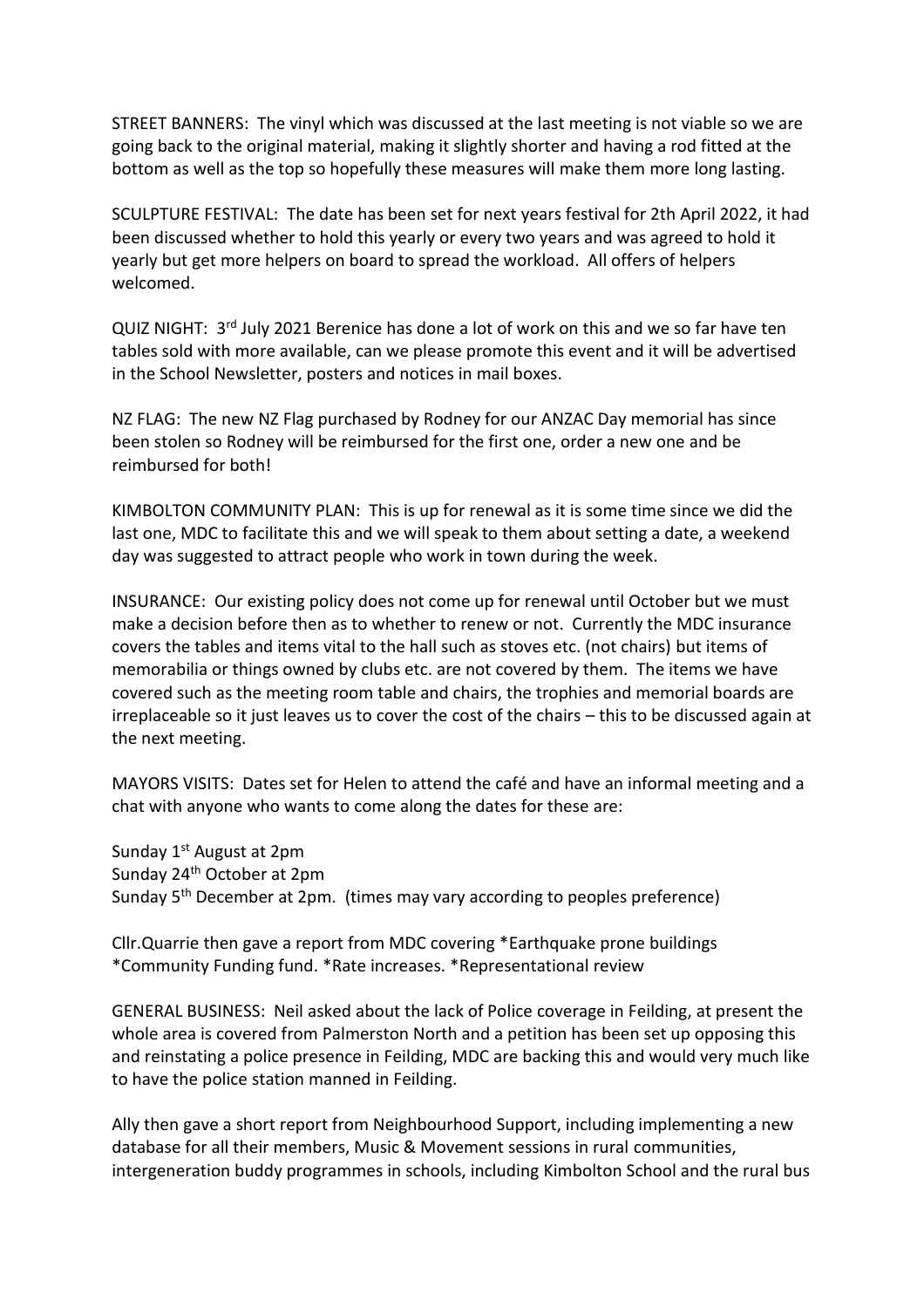STREET BANNERS: The vinyl which was discussed at the last meeting is not viable so we are going back to the original material, making it slightly shorter and having a rod fitted at the bottom as well as the top so hopefully these measures will make them more long lasting.

SCULPTURE FESTIVAL: The date has been set for next years festival for 2th April 2022, it had been discussed whether to hold this yearly or every two years and was agreed to hold it yearly but get more helpers on board to spread the workload. All offers of helpers welcomed.

QUIZ NIGHT: 3rd July 2021 Berenice has done a lot of work on this and we so far have ten tables sold with more available, can we please promote this event and it will be advertised in the School Newsletter, posters and notices in mail boxes.

NZ FLAG: The new NZ Flag purchased by Rodney for our ANZAC Day memorial has since been stolen so Rodney will be reimbursed for the first one, order a new one and be reimbursed for both!

KIMBOLTON COMMUNITY PLAN: This is up for renewal as it is some time since we did the last one, MDC to facilitate this and we will speak to them about setting a date, a weekend day was suggested to attract people who work in town during the week.

INSURANCE: Our existing policy does not come up for renewal until October but we must make a decision before then as to whether to renew or not. Currently the MDC insurance covers the tables and items vital to the hall such as stoves etc. (not chairs) but items of memorabilia or things owned by clubs etc. are not covered by them. The items we have covered such as the meeting room table and chairs, the trophies and memorial boards are irreplaceable so it just leaves us to cover the cost of the chairs – this to be discussed again at the next meeting.

MAYORS VISITS: Dates set for Helen to attend the café and have an informal meeting and a chat with anyone who wants to come along the dates for these are:

Sunday 1st August at 2pm
Sunday 24th October at 2pm
Sunday 5th December at 2pm. (times may vary according to peoples preference)

Cllr.Quarrie then gave a report from MDC covering *Earthquake prone buildings *Community Funding fund. *Rate increases. *Representational review

GENERAL BUSINESS: Neil asked about the lack of Police coverage in Feilding, at present the whole area is covered from Palmerston North and a petition has been set up opposing this and reinstating a police presence in Feilding, MDC are backing this and would very much like to have the police station manned in Feilding.

Ally then gave a short report from Neighbourhood Support, including implementing a new database for all their members, Music & Movement sessions in rural communities, intergeneration buddy programmes in schools, including Kimbolton School and the rural bus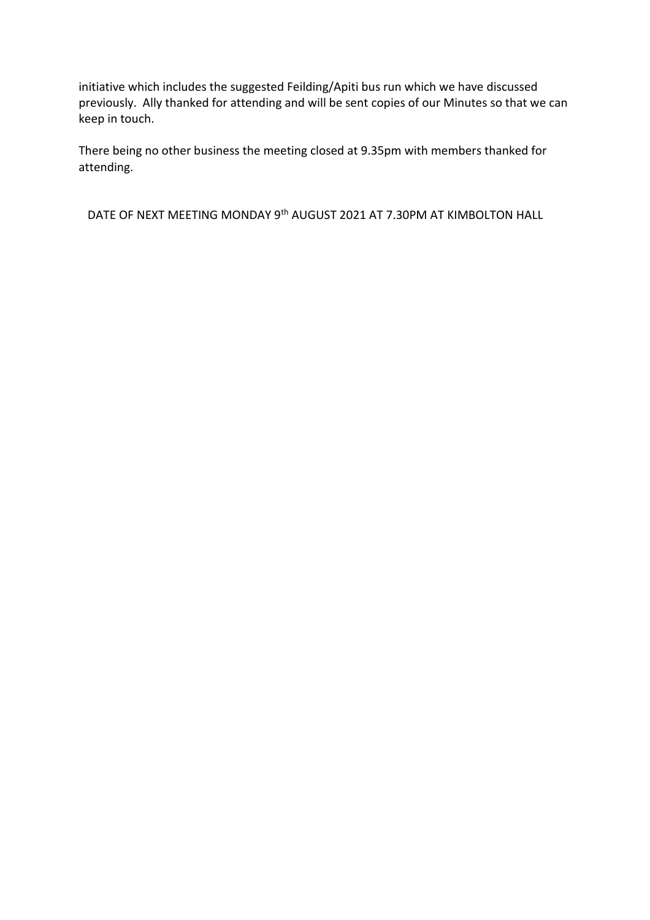initiative which includes the suggested Feilding/Apiti bus run which we have discussed previously. Ally thanked for attending and will be sent copies of our Minutes so that we can keep in touch.

There being no other business the meeting closed at 9.35pm with members thanked for attending.

DATE OF NEXT MEETING MONDAY 9th AUGUST 2021 AT 7.30PM AT KIMBOLTON HALL